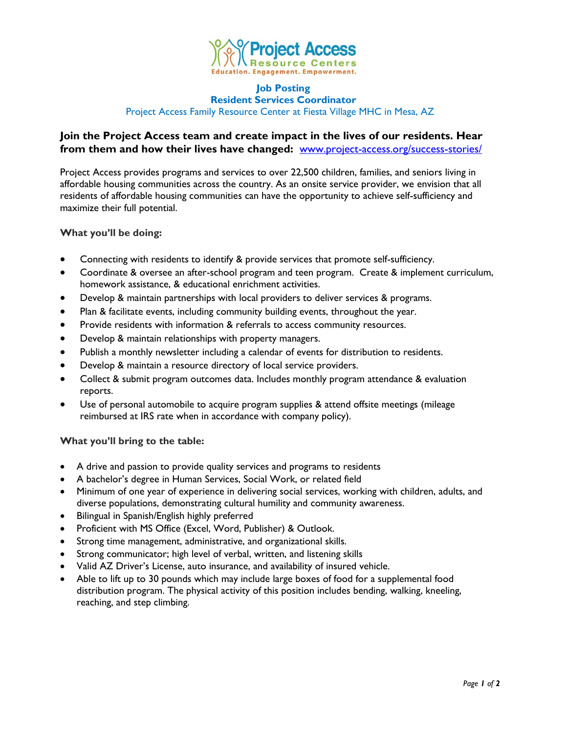Project Access
Resource Centers
Education. Engagement. Empowerment.

# Job Posting

## Resident Services Coordinator

Project Access Family Resource Center at Fiesta Village MHC in Mesa, AZ

**Join the Project Access team and create impact in the lives of our residents. Hear from them and how their lives have changed:** www.project-access.org/success-stories/

Project Access provides programs and services to over 22,500 children, families, and seniors living in affordable housing communities across the country. As an onsite service provider, we envision that all residents of affordable housing communities can have the opportunity to achieve self-sufficiency and maximize their full potential.

### What you'll be doing:

- Connecting with residents to identify & provide services that promote self-sufficiency.
- Coordinate & oversee an after-school program and teen program. Create & implement curriculum, homework assistance, & educational enrichment activities.
- Develop & maintain partnerships with local providers to deliver services & programs.
- Plan & facilitate events, including community building events, throughout the year.
- Provide residents with information & referrals to access community resources.
- Develop & maintain relationships with property managers.
- Publish a monthly newsletter including a calendar of events for distribution to residents.
- Develop & maintain a resource directory of local service providers.
- Collect & submit program outcomes data. Includes monthly program attendance & evaluation reports.
- Use of personal automobile to acquire program supplies & attend offsite meetings (mileage reimbursed at IRS rate when in accordance with company policy).

### What you'll bring to the table:

- A drive and passion to provide quality services and programs to residents
- A bachelor's degree in Human Services, Social Work, or related field
- Minimum of one year of experience in delivering social services, working with children, adults, and diverse populations, demonstrating cultural humility and community awareness.
- Bilingual in Spanish/English highly preferred
- Proficient with MS Office (Excel, Word, Publisher) & Outlook.
- Strong time management, administrative, and organizational skills.
- Strong communicator; high level of verbal, written, and listening skills
- Valid AZ Driver's License, auto insurance, and availability of insured vehicle.
- Able to lift up to 30 pounds which may include large boxes of food for a supplemental food distribution program. The physical activity of this position includes bending, walking, kneeling, reaching, and step climbing.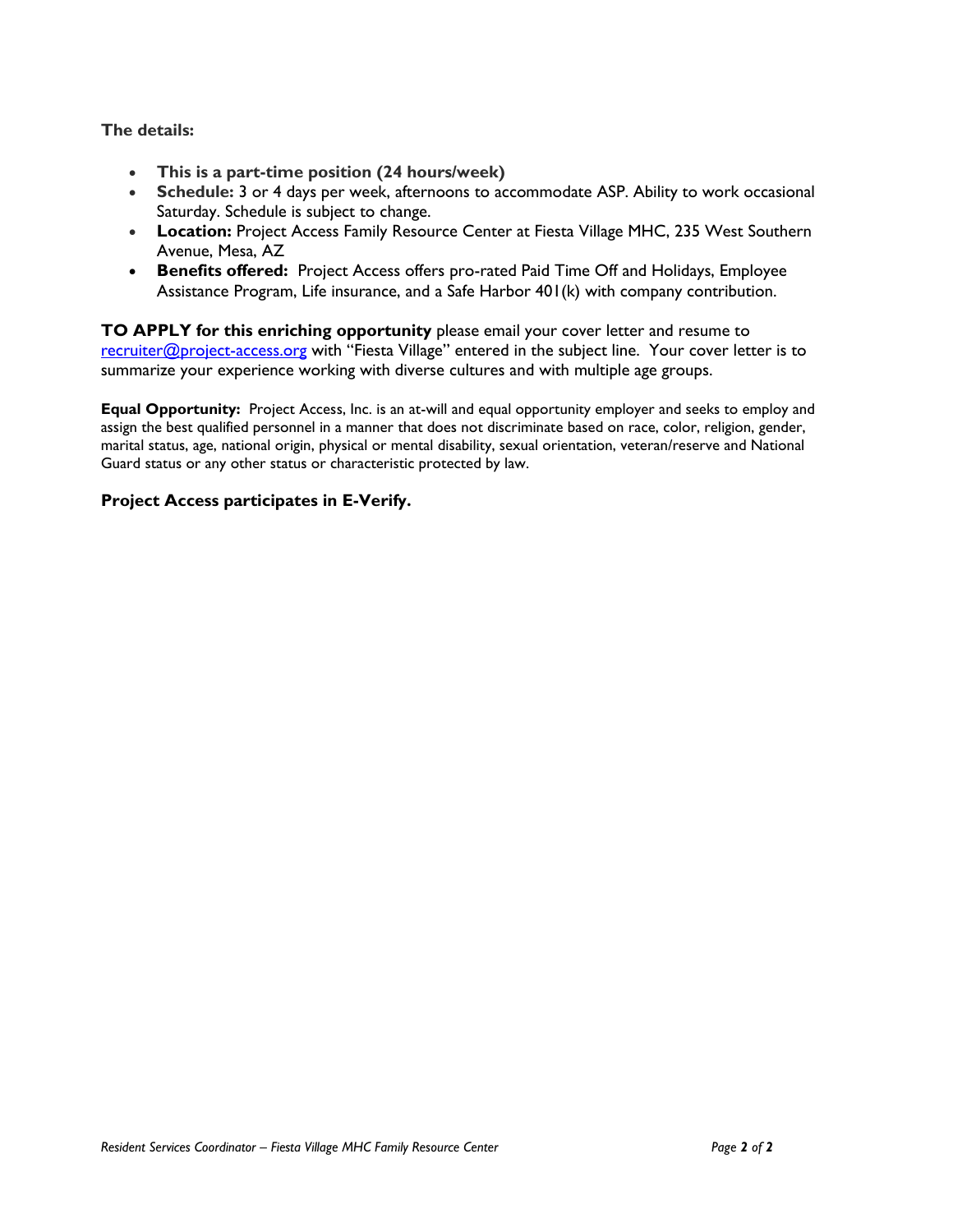**The details:**

- **This is a part-time position (24 hours/week)**
- **Schedule:** 3 or 4 days per week, afternoons to accommodate ASP. Ability to work occasional Saturday. Schedule is subject to change.
- **Location:** Project Access Family Resource Center at Fiesta Village MHC, 235 West Southern Avenue, Mesa, AZ
- **Benefits offered:** Project Access offers pro-rated Paid Time Off and Holidays, Employee Assistance Program, Life insurance, and a Safe Harbor 401(k) with company contribution.

**TO APPLY for this enriching opportunity** please email your cover letter and resume to recruiter@project-access.org with "Fiesta Village" entered in the subject line. Your cover letter is to summarize your experience working with diverse cultures and with multiple age groups.

**Equal Opportunity:** Project Access, Inc. is an at-will and equal opportunity employer and seeks to employ and assign the best qualified personnel in a manner that does not discriminate based on race, color, religion, gender, marital status, age, national origin, physical or mental disability, sexual orientation, veteran/reserve and National Guard status or any other status or characteristic protected by law.

**Project Access participates in E-Verify.**